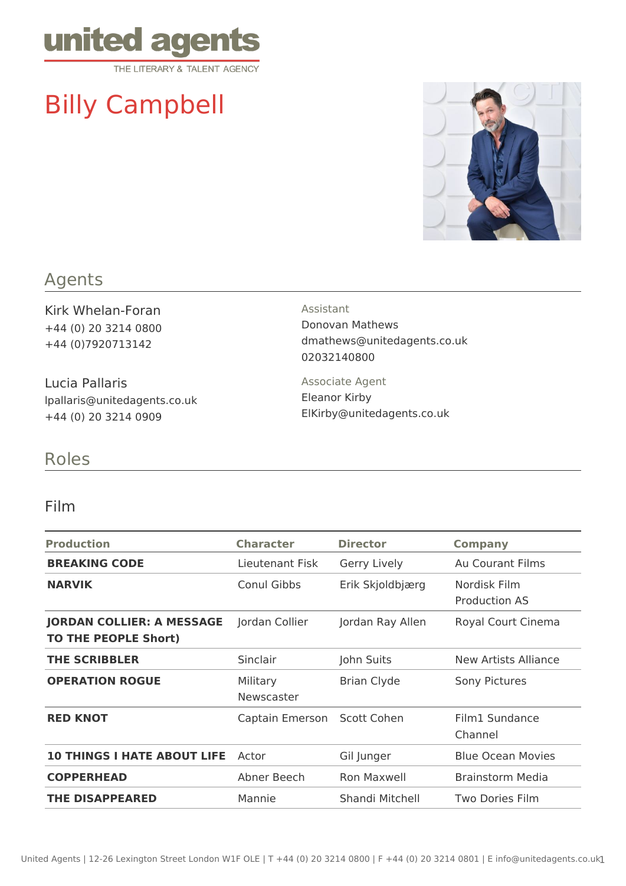united agents
THE LITERARY & TALENT AGENCY

# Billy Campbell

## Agents

Kirk Whelan-Foran
+44 (0) 20 3214 0800
+44 (0)7920713142

Lucia Pallaris
lpallaris@unitedagents.co.uk
+44 (0) 20 3214 0909

Assistant
Donovan Mathews
dmathews@unitedagents.co.uk
02032140800

Associate Agent
Eleanor Kirby
ElKirby@unitedagents.co.uk

## Roles

### Film

| Production | Character | Director | Company |
|---|---|---|---|
| **BREAKING CODE** | Lieutenant Fisk | Gerry Lively | Au Courant Films |
| **NARVIK** | Conul Gibbs | Erik Skjoldbjærg | Nordisk Film Production AS |
| **JORDAN COLLIER: A MESSAGE TO THE PEOPLE Short)** | Jordan Collier | Jordan Ray Allen | Royal Court Cinema |
| **THE SCRIBBLER** | Sinclair | John Suits | New Artists Alliance |
| **OPERATION ROGUE** | Military Newscaster | Brian Clyde | Sony Pictures |
| **RED KNOT** | Captain Emerson | Scott Cohen | Film1 Sundance Channel |
| **10 THINGS I HATE ABOUT LIFE** | Actor | Gil Junger | Blue Ocean Movies |
| **COPPERHEAD** | Abner Beech | Ron Maxwell | Brainstorm Media |
| **THE DISAPPEARED** | Mannie | Shandi Mitchell | Two Dories Film |

United Agents | 12-26 Lexington Street London W1F OLE | T +44 (0) 20 3214 0800 | F +44 (0) 20 3214 0801 | E info@unitedagents.co.uk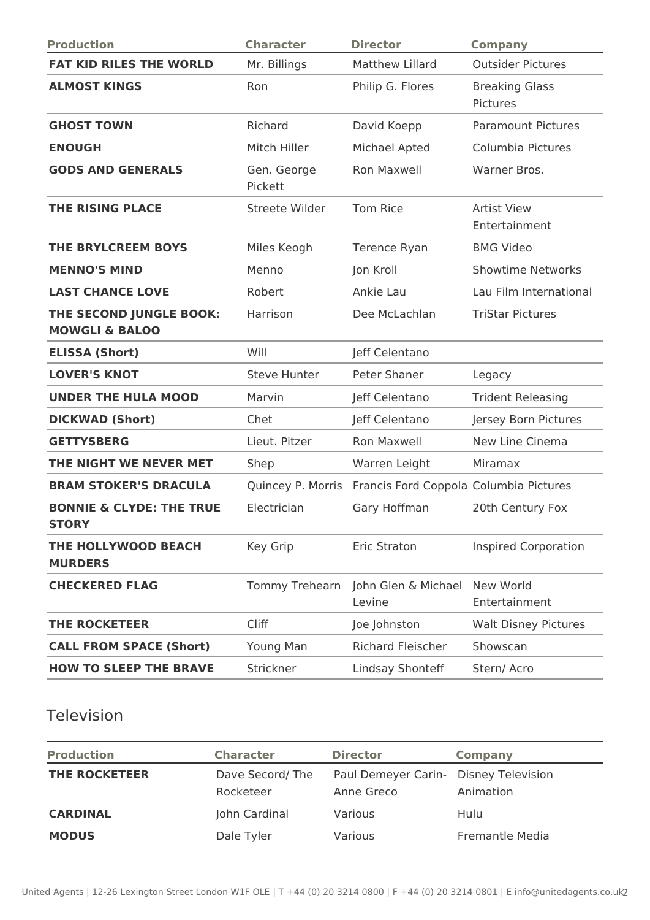| Production | Character | Director | Company |
|---|---|---|---|
| **FAT KID RILES THE WORLD** | Mr. Billings | Matthew Lillard | Outsider Pictures |
| **ALMOST KINGS** | Ron | Philip G. Flores | Breaking Glass Pictures |
| **GHOST TOWN** | Richard | David Koepp | Paramount Pictures |
| **ENOUGH** | Mitch Hiller | Michael Apted | Columbia Pictures |
| **GODS AND GENERALS** | Gen. George Pickett | Ron Maxwell | Warner Bros. |
| **THE RISING PLACE** | Streete Wilder | Tom Rice | Artist View Entertainment |
| **THE BRYLCREEM BOYS** | Miles Keogh | Terence Ryan | BMG Video |
| **MENNO'S MIND** | Menno | Jon Kroll | Showtime Networks |
| **LAST CHANCE LOVE** | Robert | Ankie Lau | Lau Film International |
| **THE SECOND JUNGLE BOOK: MOWGLI & BALOO** | Harrison | Dee McLachlan | TriStar Pictures |
| **ELISSA (Short)** | Will | Jeff Celentano | |
| **LOVER'S KNOT** | Steve Hunter | Peter Shaner | Legacy |
| **UNDER THE HULA MOOD** | Marvin | Jeff Celentano | Trident Releasing |
| **DICKWAD (Short)** | Chet | Jeff Celentano | Jersey Born Pictures |
| **GETTYSBERG** | Lieut. Pitzer | Ron Maxwell | New Line Cinema |
| **THE NIGHT WE NEVER MET** | Shep | Warren Leight | Miramax |
| **BRAM STOKER'S DRACULA** | Quincey P. Morris | Francis Ford Coppola | Columbia Pictures |
| **BONNIE & CLYDE: THE TRUE STORY** | Electrician | Gary Hoffman | 20th Century Fox |
| **THE HOLLYWOOD BEACH MURDERS** | Key Grip | Eric Straton | Inspired Corporation |
| **CHECKERED FLAG** | Tommy Trehearn | John Glen & Michael Levine | New World Entertainment |
| **THE ROCKETEER** | Cliff | Joe Johnston | Walt Disney Pictures |
| **CALL FROM SPACE (Short)** | Young Man | Richard Fleischer | Showscan |
| **HOW TO SLEEP THE BRAVE** | Strickner | Lindsay Shonteff | Stern/ Acro |

## Television

| Production | Character | Director | Company |
|---|---|---|---|
| **THE ROCKETEER** | Dave Secord/ The Rocketeer | Paul Demeyer Carin-Anne Greco | Disney Television Animation |
| **CARDINAL** | John Cardinal | Various | Hulu |
| **MODUS** | Dale Tyler | Various | Fremantle Media |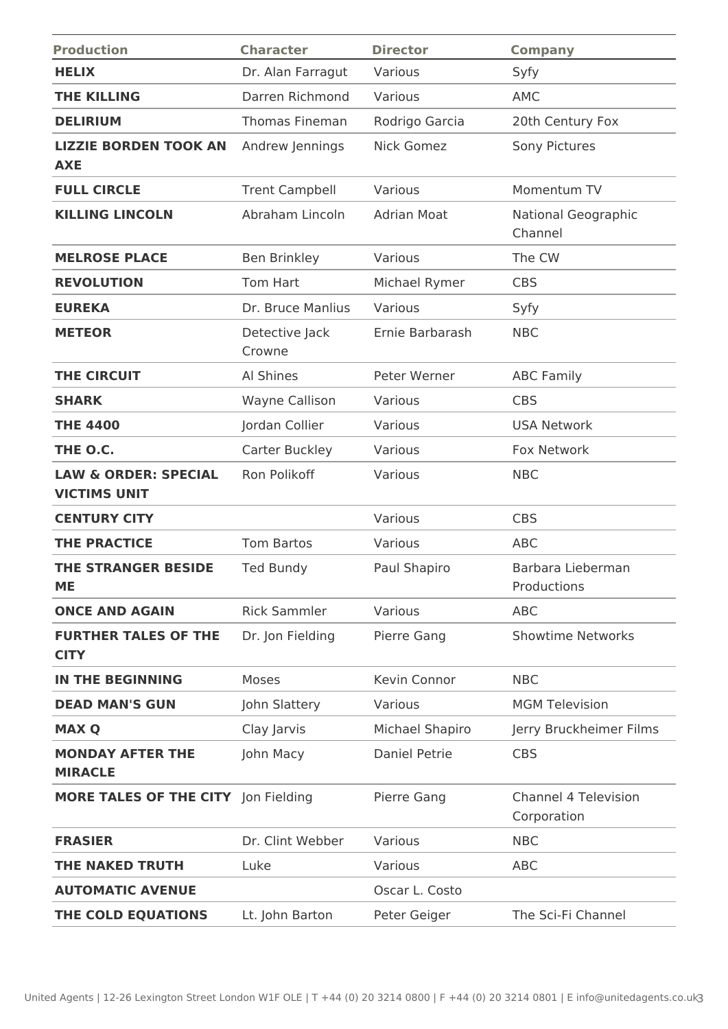| Production | Character | Director | Company |
|---|---|---|---|
| **HELIX** | Dr. Alan Farragut | Various | Syfy |
| **THE KILLING** | Darren Richmond | Various | AMC |
| **DELIRIUM** | Thomas Fineman | Rodrigo Garcia | 20th Century Fox |
| **LIZZIE BORDEN TOOK AN AXE** | Andrew Jennings | Nick Gomez | Sony Pictures |
| **FULL CIRCLE** | Trent Campbell | Various | Momentum TV |
| **KILLING LINCOLN** | Abraham Lincoln | Adrian Moat | National Geographic Channel |
| **MELROSE PLACE** | Ben Brinkley | Various | The CW |
| **REVOLUTION** | Tom Hart | Michael Rymer | CBS |
| **EUREKA** | Dr. Bruce Manlius | Various | Syfy |
| **METEOR** | Detective Jack Crowne | Ernie Barbarash | NBC |
| **THE CIRCUIT** | Al Shines | Peter Werner | ABC Family |
| **SHARK** | Wayne Callison | Various | CBS |
| **THE 4400** | Jordan Collier | Various | USA Network |
| **THE O.C.** | Carter Buckley | Various | Fox Network |
| **LAW & ORDER: SPECIAL VICTIMS UNIT** | Ron Polikoff | Various | NBC |
| **CENTURY CITY** | | Various | CBS |
| **THE PRACTICE** | Tom Bartos | Various | ABC |
| **THE STRANGER BESIDE ME** | Ted Bundy | Paul Shapiro | Barbara Lieberman Productions |
| **ONCE AND AGAIN** | Rick Sammler | Various | ABC |
| **FURTHER TALES OF THE CITY** | Dr. Jon Fielding | Pierre Gang | Showtime Networks |
| **IN THE BEGINNING** | Moses | Kevin Connor | NBC |
| **DEAD MAN'S GUN** | John Slattery | Various | MGM Television |
| **MAX Q** | Clay Jarvis | Michael Shapiro | Jerry Bruckheimer Films |
| **MONDAY AFTER THE MIRACLE** | John Macy | Daniel Petrie | CBS |
| **MORE TALES OF THE CITY** | Jon Fielding | Pierre Gang | Channel 4 Television Corporation |
| **FRASIER** | Dr. Clint Webber | Various | NBC |
| **THE NAKED TRUTH** | Luke | Various | ABC |
| **AUTOMATIC AVENUE** | | Oscar L. Costo | |
| **THE COLD EQUATIONS** | Lt. John Barton | Peter Geiger | The Sci-Fi Channel |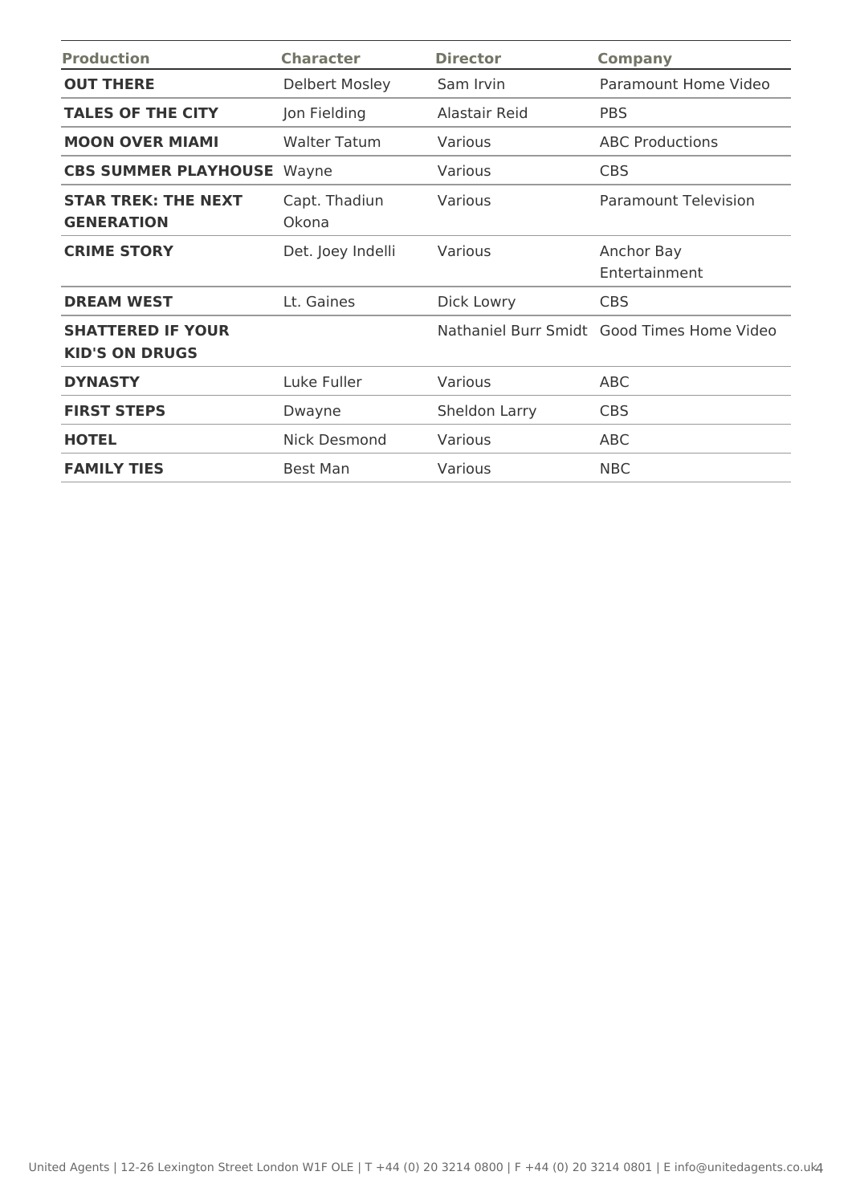| Production | Character | Director | Company |
|---|---|---|---|
| **OUT THERE** | Delbert Mosley | Sam Irvin | Paramount Home Video |
| **TALES OF THE CITY** | Jon Fielding | Alastair Reid | PBS |
| **MOON OVER MIAMI** | Walter Tatum | Various | ABC Productions |
| **CBS SUMMER PLAYHOUSE** | Wayne | Various | CBS |
| **STAR TREK: THE NEXT GENERATION** | Capt. Thadiun Okona | Various | Paramount Television |
| **CRIME STORY** | Det. Joey Indelli | Various | Anchor Bay Entertainment |
| **DREAM WEST** | Lt. Gaines | Dick Lowry | CBS |
| **SHATTERED IF YOUR KID'S ON DRUGS** | | Nathaniel Burr Smidt | Good Times Home Video |
| **DYNASTY** | Luke Fuller | Various | ABC |
| **FIRST STEPS** | Dwayne | Sheldon Larry | CBS |
| **HOTEL** | Nick Desmond | Various | ABC |
| **FAMILY TIES** | Best Man | Various | NBC |